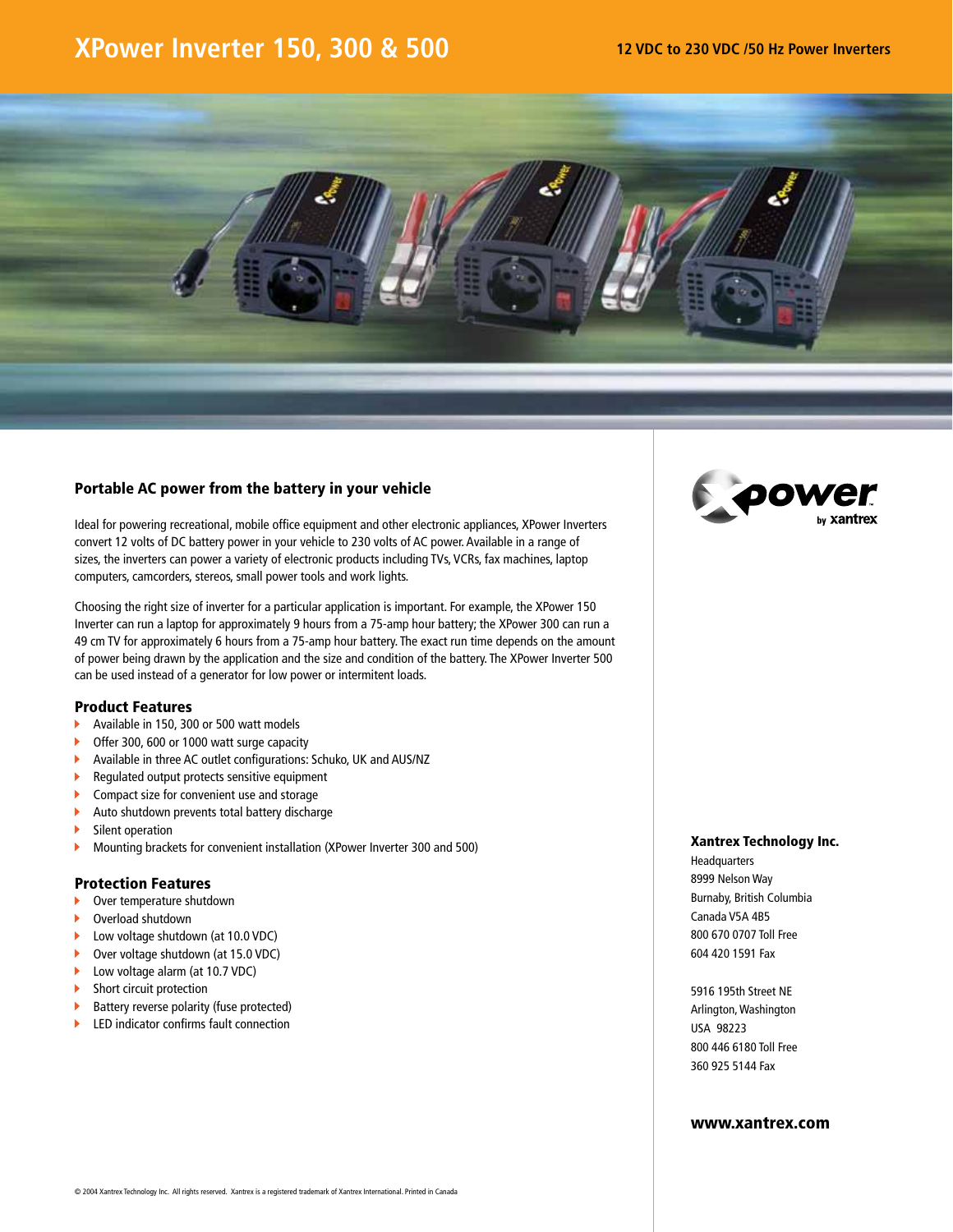# XPower Inverter 150, 300 & 500

**12 VDC to 230 VDC /50 Hz Power Inverters**

## Portable AC power from the battery in your vehicle

Ideal for powering recreational, mobile office equipment and other electronic appliances, XPower Inverters convert 12 volts of DC battery power in your vehicle to 230 volts of AC power. Available in a range of sizes, the inverters can power a variety of electronic products including TVs, VCRs, fax machines, laptop computers, camcorders, stereos, small power tools and work lights.

Choosing the right size of inverter for a particular application is important. For example, the XPower 150 Inverter can run a laptop for approximately 9 hours from a 75-amp hour battery; the XPower 300 can run a 49 cm TV for approximately 6 hours from a 75-amp hour battery. The exact run time depends on the amount of power being drawn by the application and the size and condition of the battery. The XPower Inverter 500 can be used instead of a generator for low power or intermitent loads.

### Product Features

- Available in 150, 300 or 500 watt models
- Offer 300, 600 or 1000 watt surge capacity
- Available in three AC outlet configurations: Schuko, UK and AUS/NZ
- Regulated output protects sensitive equipment
- Compact size for convenient use and storage
- Auto shutdown prevents total battery discharge
- Silent operation
- Mounting brackets for convenient installation (XPower Inverter 300 and 500)

### Protection Features

- Over temperature shutdown
- Overload shutdown
- Low voltage shutdown (at 10.0 VDC)
- Over voltage shutdown (at 15.0 VDC)
- Low voltage alarm (at 10.7 VDC)
- Short circuit protection
- Battery reverse polarity (fuse protected)
- LED indicator confirms fault connection

xpower by xantrex

**Xantrex Technology Inc.**

Headquarters
8999 Nelson Way
Burnaby, British Columbia
Canada V5A 4B5
800 670 0707 Toll Free
604 420 1591 Fax

5916 195th Street NE
Arlington, Washington
USA 98223
800 446 6180 Toll Free
360 925 5144 Fax

**www.xantrex.com**

© 2004 Xantrex Technology Inc. All rights reserved. Xantrex is a registered trademark of Xantrex International. Printed in Canada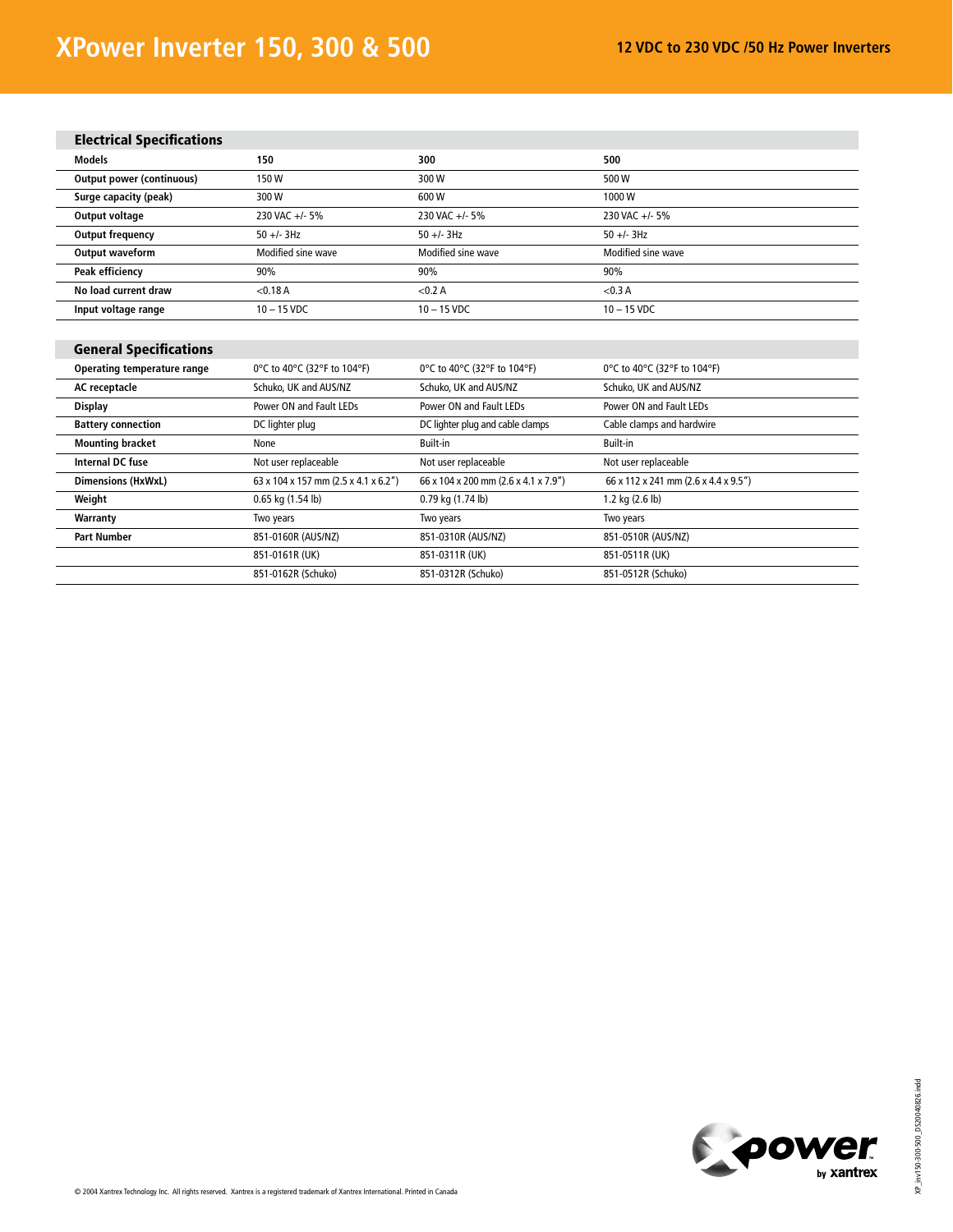# XPower Inverter 150, 300 & 500

**12 VDC to 230 VDC /50 Hz Power Inverters**

## Electrical Specifications

| Models | 150 | 300 | 500 |
|---|---|---|---|
| Output power (continuous) | 150 W | 300 W | 500 W |
| Surge capacity (peak) | 300 W | 600 W | 1000 W |
| Output voltage | 230 VAC +/- 5% | 230 VAC +/- 5% | 230 VAC +/- 5% |
| Output frequency | 50 +/- 3Hz | 50 +/- 3Hz | 50 +/- 3Hz |
| Output waveform | Modified sine wave | Modified sine wave | Modified sine wave |
| Peak efficiency | 90% | 90% | 90% |
| No load current draw | <0.18 A | <0.2 A | <0.3 A |
| Input voltage range | 10 – 15 VDC | 10 – 15 VDC | 10 – 15 VDC |

## General Specifications

| | | | |
|---|---|---|---|
| Operating temperature range | 0°C to 40°C (32°F to 104°F) | 0°C to 40°C (32°F to 104°F) | 0°C to 40°C (32°F to 104°F) |
| AC receptacle | Schuko, UK and AUS/NZ | Schuko, UK and AUS/NZ | Schuko, UK and AUS/NZ |
| Display | Power ON and Fault LEDs | Power ON and Fault LEDs | Power ON and Fault LEDs |
| Battery connection | DC lighter plug | DC lighter plug and cable clamps | Cable clamps and hardwire |
| Mounting bracket | None | Built-in | Built-in |
| Internal DC fuse | Not user replaceable | Not user replaceable | Not user replaceable |
| Dimensions (HxWxL) | 63 x 104 x 157 mm (2.5 x 4.1 x 6.2") | 66 x 104 x 200 mm (2.6 x 4.1 x 7.9") | 66 x 112 x 241 mm (2.6 x 4.4 x 9.5") |
| Weight | 0.65 kg (1.54 lb) | 0.79 kg (1.74 lb) | 1.2 kg (2.6 lb) |
| Warranty | Two years | Two years | Two years |
| Part Number | 851-0160R (AUS/NZ) | 851-0310R (AUS/NZ) | 851-0510R (AUS/NZ) |
| | 851-0161R (UK) | 851-0311R (UK) | 851-0511R (UK) |
| | 851-0162R (Schuko) | 851-0312R (Schuko) | 851-0512R (Schuko) |

© 2004 Xantrex Technology Inc. All rights reserved. Xantrex is a registered trademark of Xantrex International. Printed in Canada